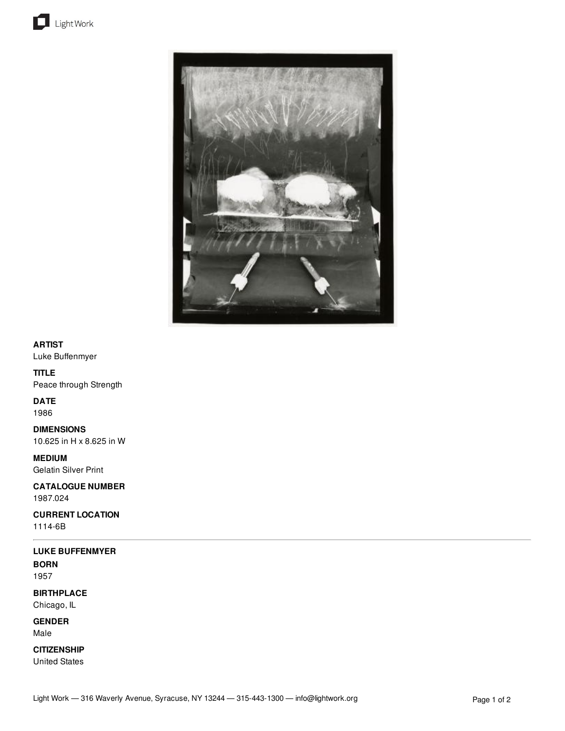**ARTIST**
Luke Buffenmyer

**TITLE**
Peace through Strength

**DATE**
1986

**DIMENSIONS**
10.625 in H x 8.625 in W

**MEDIUM**
Gelatin Silver Print

**CATALOGUE NUMBER**
1987.024

**CURRENT LOCATION**
1114-6B

---

**LUKE BUFFENMYER**

**BORN**
1957

**BIRTHPLACE**
Chicago, IL

**GENDER**
Male

**CITIZENSHIP**
United States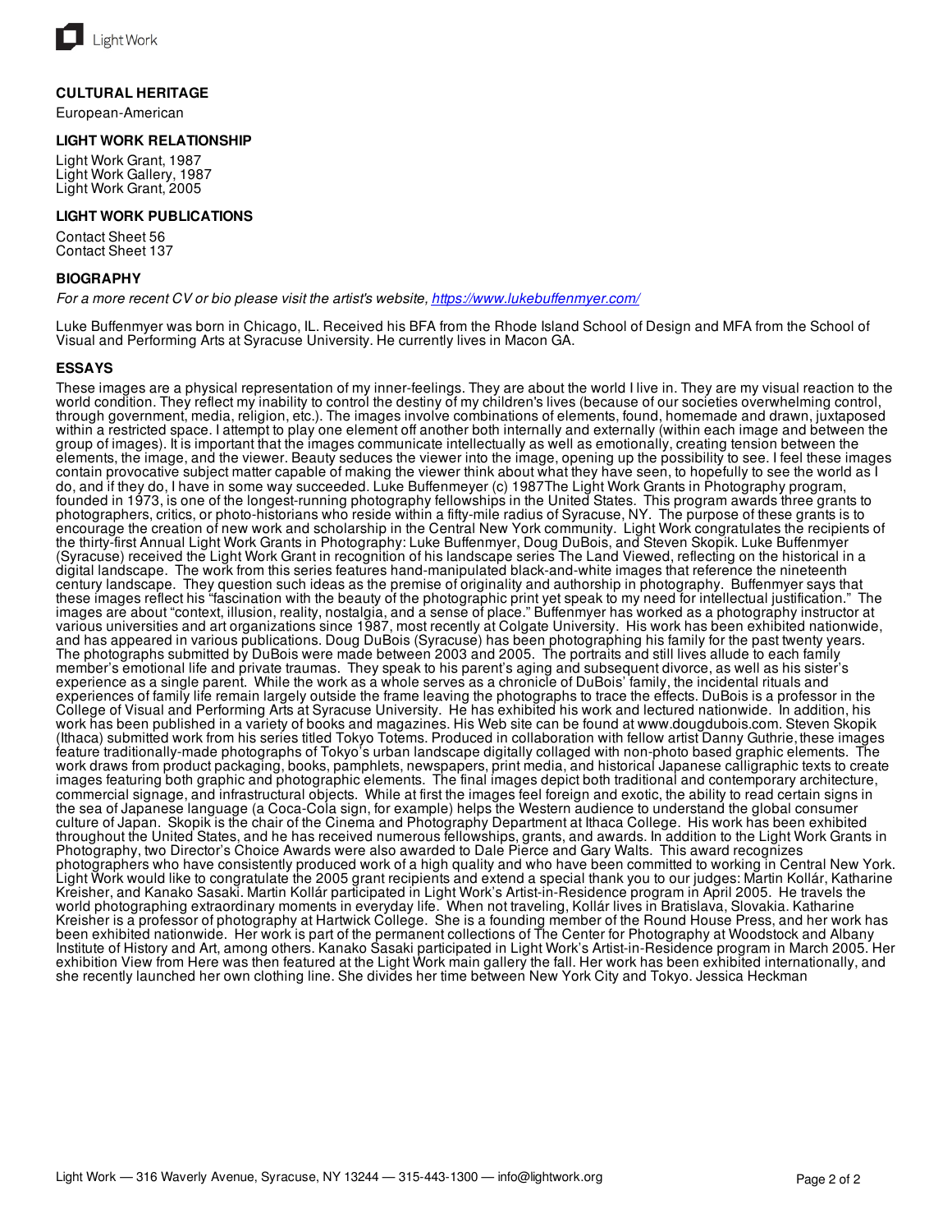## CULTURAL HERITAGE

European-American

## LIGHT WORK RELATIONSHIP

Light Work Grant, 1987
Light Work Gallery, 1987
Light Work Grant, 2005

## LIGHT WORK PUBLICATIONS

Contact Sheet 56
Contact Sheet 137

## BIOGRAPHY

*For a more recent CV or bio please visit the artist's website, [https://www.lukebuffenmyer.com/](https://www.lukebuffenmyer.com/)*

Luke Buffenmyer was born in Chicago, IL. Received his BFA from the Rhode Island School of Design and MFA from the School of Visual and Performing Arts at Syracuse University. He currently lives in Macon GA.

## ESSAYS

These images are a physical representation of my inner-feelings. They are about the world I live in. They are my visual reaction to the world condition. They reflect my inability to control the destiny of my children's lives (because of our societies overwhelming control, through government, media, religion, etc.). The images involve combinations of elements, found, homemade and drawn, juxtaposed within a restricted space. I attempt to play one element off another both internally and externally (within each image and between the group of images). It is important that the images communicate intellectually as well as emotionally, creating tension between the elements, the image, and the viewer. Beauty seduces the viewer into the image, opening up the possibility to see. I feel these images contain provocative subject matter capable of making the viewer think about what they have seen, to hopefully to see the world as I do, and if they do, I have in some way succeeded. Luke Buffenmeyer (c) 1987The Light Work Grants in Photography program, founded in 1973, is one of the longest-running photography fellowships in the United States. This program awards three grants to photographers, critics, or photo-historians who reside within a fifty-mile radius of Syracuse, NY. The purpose of these grants is to encourage the creation of new work and scholarship in the Central New York community. Light Work congratulates the recipients of the thirty-first Annual Light Work Grants in Photography: Luke Buffenmyer, Doug DuBois, and Steven Skopik. Luke Buffenmyer (Syracuse) received the Light Work Grant in recognition of his landscape series The Land Viewed, reflecting on the historical in a digital landscape. The work from this series features hand-manipulated black-and-white images that reference the nineteenth century landscape. They question such ideas as the premise of originality and authorship in photography. Buffenmyer says that these images reflect his "fascination with the beauty of the photographic print yet speak to my need for intellectual justification." The images are about "context, illusion, reality, nostalgia, and a sense of place." Buffenmyer has worked as a photography instructor at various universities and art organizations since 1987, most recently at Colgate University. His work has been exhibited nationwide, and has appeared in various publications. Doug DuBois (Syracuse) has been photographing his family for the past twenty years. The photographs submitted by DuBois were made between 2003 and 2005. The portraits and still lives allude to each family member's emotional life and private traumas. They speak to his parent's aging and subsequent divorce, as well as his sister's experience as a single parent. While the work as a whole serves as a chronicle of DuBois' family, the incidental rituals and experiences of family life remain largely outside the frame leaving the photographs to trace the effects. DuBois is a professor in the College of Visual and Performing Arts at Syracuse University. He has exhibited his work and lectured nationwide. In addition, his work has been published in a variety of books and magazines. His Web site can be found at www.dougdubois.com. Steven Skopik (Ithaca) submitted work from his series titled Tokyo Totems. Produced in collaboration with fellow artist Danny Guthrie, these images feature traditionally-made photographs of Tokyo's urban landscape digitally collaged with non-photo based graphic elements. The work draws from product packaging, books, pamphlets, newspapers, print media, and historical Japanese calligraphic texts to create images featuring both graphic and photographic elements. The final images depict both traditional and contemporary architecture, commercial signage, and infrastructural objects. While at first the images feel foreign and exotic, the ability to read certain signs in the sea of Japanese language (a Coca-Cola sign, for example) helps the Western audience to understand the global consumer culture of Japan. Skopik is the chair of the Cinema and Photography Department at Ithaca College. His work has been exhibited throughout the United States, and he has received numerous fellowships, grants, and awards. In addition to the Light Work Grants in Photography, two Director's Choice Awards were also awarded to Dale Pierce and Gary Walts. This award recognizes photographers who have consistently produced work of a high quality and who have been committed to working in Central New York. Light Work would like to congratulate the 2005 grant recipients and extend a special thank you to our judges: Martin Kollár, Katharine Kreisher, and Kanako Sasaki. Martin Kollár participated in Light Work's Artist-in-Residence program in April 2005. He travels the world photographing extraordinary moments in everyday life. When not traveling, Kollár lives in Bratislava, Slovakia. Katharine Kreisher is a professor of photography at Hartwick College. She is a founding member of the Round House Press, and her work has been exhibited nationwide. Her work is part of the permanent collections of The Center for Photography at Woodstock and Albany Institute of History and Art, among others. Kanako Sasaki participated in Light Work's Artist-in-Residence program in March 2005. Her exhibition View from Here was then featured at the Light Work main gallery the fall. Her work has been exhibited internationally, and she recently launched her own clothing line. She divides her time between New York City and Tokyo. Jessica Heckman